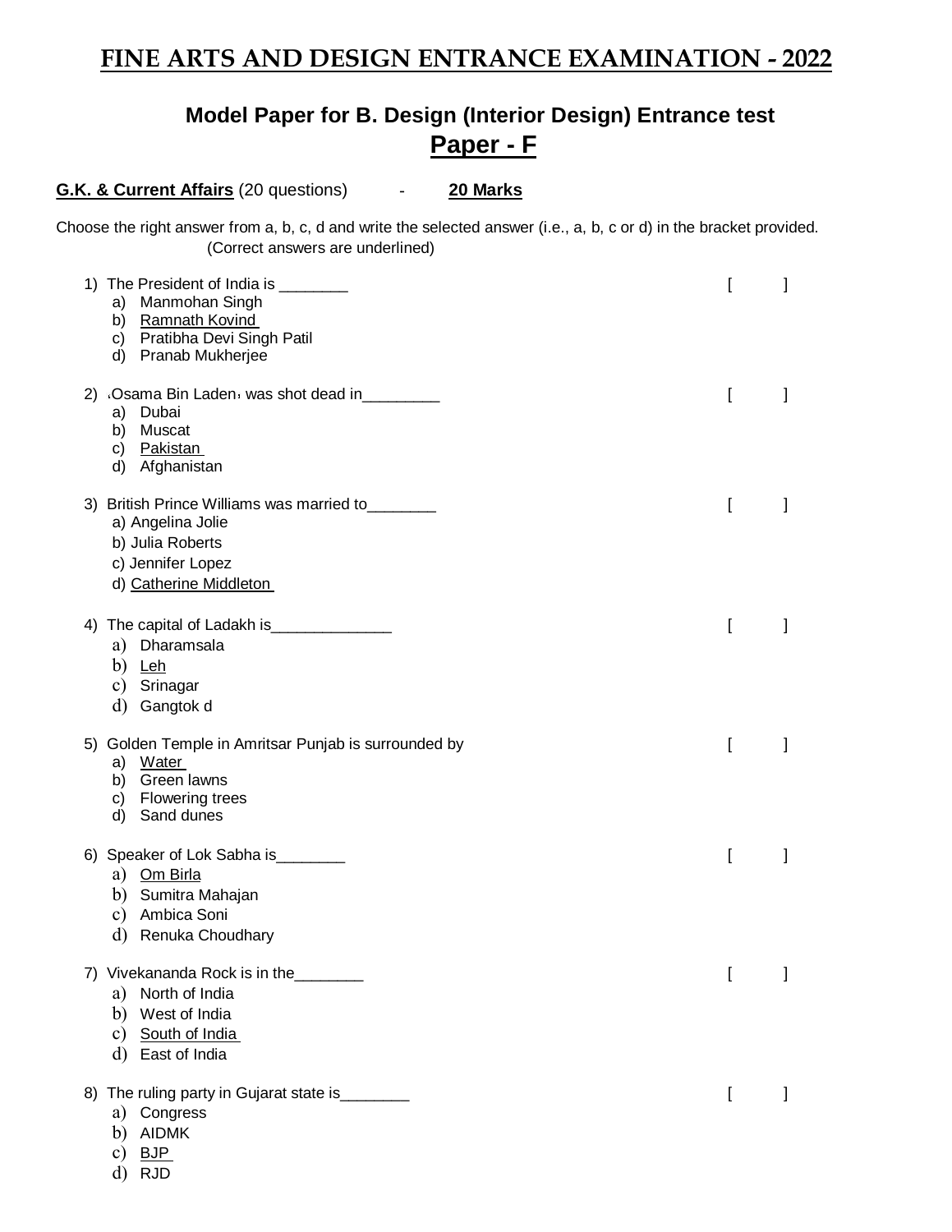# FINE ARTS AND DESIGN ENTRANCE EXAMINATION - 2022

## Model Paper for B. Design (Interior Design) Entrance test

## Paper - F

**G.K. & Current Affairs** (20 questions) - **20 Marks**

Choose the right answer from a, b, c, d and write the selected answer (i.e., a, b, c or d) in the bracket provided. (Correct answers are underlined)

1) The President of India is ________ [ ]
   a) Manmohan Singh
   b) <u>Ramnath Kovind</u>
   c) Pratibha Devi Singh Patil
   d) Pranab Mukherjee

2) ‹Osama Bin Laden› was shot dead in_________ [ ]
   a) Dubai
   b) Muscat
   c) <u>Pakistan</u>
   d) Afghanistan

3) British Prince Williams was married to________ [ ]
   a) Angelina Jolie
   b) Julia Roberts
   c) Jennifer Lopez
   d) <u>Catherine Middleton</u>

4) The capital of Ladakh is______________ [ ]
   a) Dharamsala
   b) <u>Leh</u>
   c) Srinagar
   d) Gangtok d

5) Golden Temple in Amritsar Punjab is surrounded by [ ]
   a) <u>Water</u>
   b) Green lawns
   c) Flowering trees
   d) Sand dunes

6) Speaker of Lok Sabha is________ [ ]
   a) <u>Om Birla</u>
   b) Sumitra Mahajan
   c) Ambica Soni
   d) Renuka Choudhary

7) Vivekananda Rock is in the________ [ ]
   a) North of India
   b) West of India
   c) <u>South of India</u>
   d) East of India

8) The ruling party in Gujarat state is________ [ ]
   a) Congress
   b) AIDMK
   c) <u>BJP</u>
   d) RJD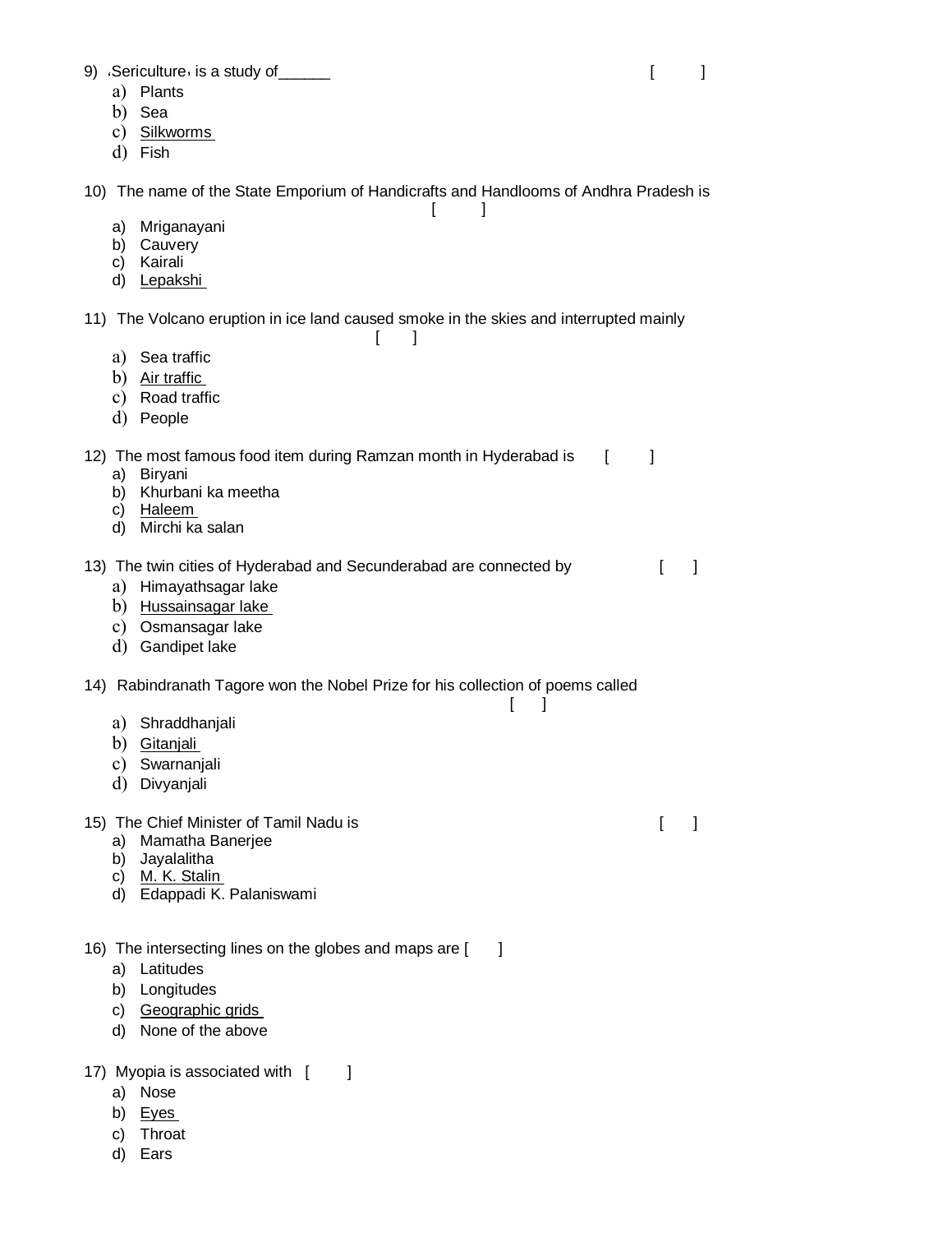9) ‘Sericulture’ is a study of______ [ ]

a) Plants
b) Sea
c) <u>Silkworms</u>
d) Fish

10) The name of the State Emporium of Handicrafts and Handlooms of Andhra Pradesh is [ ]

a) Mriganayani
b) Cauvery
c) Kairali
d) <u>Lepakshi</u>

11) The Volcano eruption in ice land caused smoke in the skies and interrupted mainly [ ]

a) Sea traffic
b) <u>Air traffic</u>
c) Road traffic
d) People

12) The most famous food item during Ramzan month in Hyderabad is [ ]

a) Biryani
b) Khurbani ka meetha
c) <u>Haleem</u>
d) Mirchi ka salan

13) The twin cities of Hyderabad and Secunderabad are connected by [ ]

a) Himayathsagar lake
b) <u>Hussainsagar lake</u>
c) Osmansagar lake
d) Gandipet lake

14) Rabindranath Tagore won the Nobel Prize for his collection of poems called [ ]

a) Shraddhanjali
b) <u>Gitanjali</u>
c) Swarnanjali
d) Divyanjali

15) The Chief Minister of Tamil Nadu is [ ]

a) Mamatha Banerjee
b) Jayalalitha
c) <u>M. K. Stalin</u>
d) Edappadi K. Palaniswami

16) The intersecting lines on the globes and maps are [ ]

a) Latitudes
b) Longitudes
c) <u>Geographic grids</u>
d) None of the above

17) Myopia is associated with [ ]

a) Nose
b) <u>Eyes</u>
c) Throat
d) Ears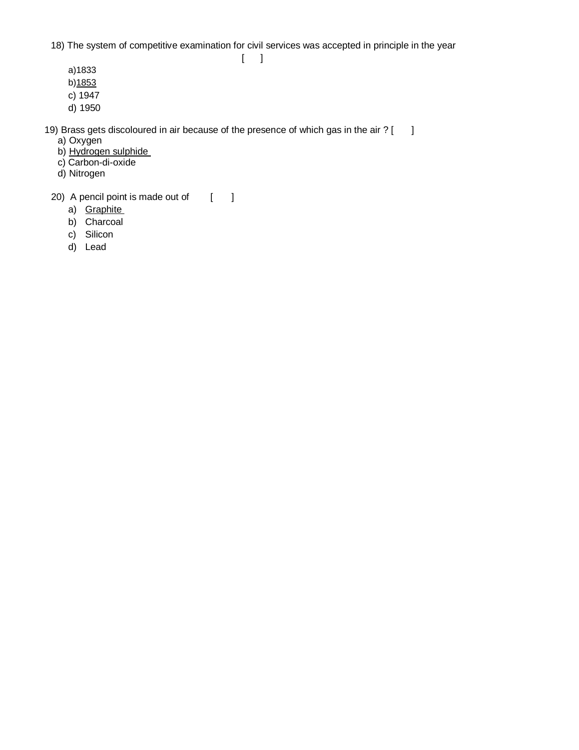18) The system of competitive examination for civil services was accepted in principle in the year [ ]

a)1833
b)<u>1853</u>
c) 1947
d) 1950

19) Brass gets discoloured in air because of the presence of which gas in the air ? [ ]

a) Oxygen
b) <u>Hydrogen sulphide</u>
c) Carbon-di-oxide
d) Nitrogen

20) A pencil point is made out of [ ]

a) <u>Graphite</u>
b) Charcoal
c) Silicon
d) Lead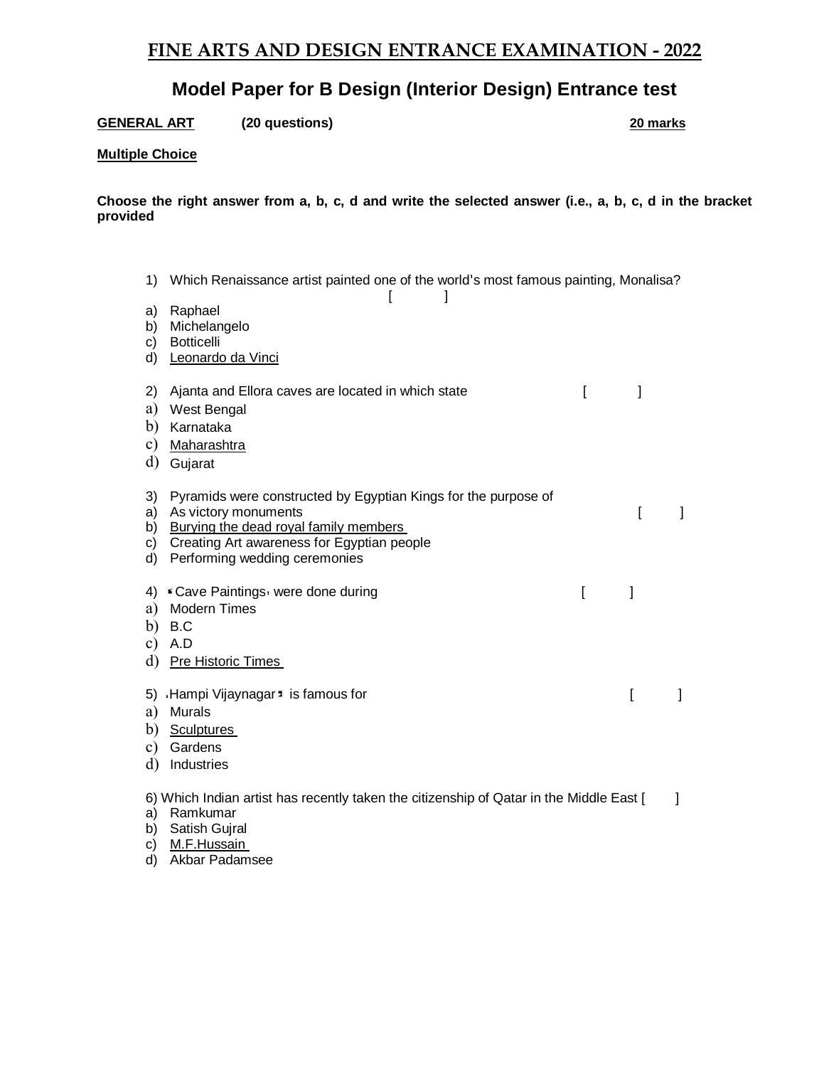# FINE ARTS AND DESIGN ENTRANCE EXAMINATION - 2022

## Model Paper for B Design (Interior Design) Entrance test

**GENERAL ART** **(20 questions)** **20 marks**

**Multiple Choice**

**Choose the right answer from a, b, c, d and write the selected answer (i.e., a, b, c, d in the bracket provided**

1) Which Renaissance artist painted one of the world's most famous painting, Monalisa? [ ]

a) Raphael
b) Michelangelo
c) Botticelli
d) Leonardo da Vinci

2) Ajanta and Ellora caves are located in which state [ ]

a) West Bengal
b) Karnataka
c) Maharashtra
d) Gujarat

3) Pyramids were constructed by Egyptian Kings for the purpose of [ ]

a) As victory monuments
b) Burying the dead royal family members
c) Creating Art awareness for Egyptian people
d) Performing wedding ceremonies

4) 'Cave Paintings' were done during [ ]

a) Modern Times
b) B.C
c) A.D
d) Pre Historic Times

5) 'Hampi Vijaynagar' is famous for [ ]

a) Murals
b) Sculptures
c) Gardens
d) Industries

6) Which Indian artist has recently taken the citizenship of Qatar in the Middle East [ ]

a) Ramkumar
b) Satish Gujral
c) M.F.Hussain
d) Akbar Padamsee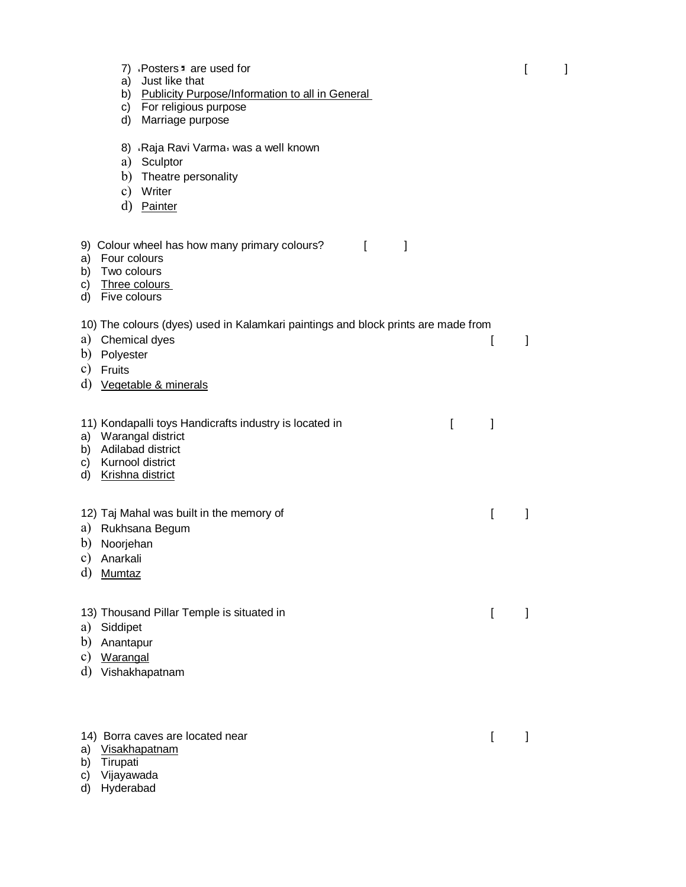7) ‘Posters’ are used for [ ]

a) Just like that
b) <u>Publicity Purpose/Information to all in General</u>
c) For religious purpose
d) Marriage purpose

8) ‘Raja Ravi Varma’ was a well known

a) Sculptor
b) Theatre personality
c) Writer
d) <u>Painter</u>

9) Colour wheel has how many primary colours? [ ]

a) Four colours
b) Two colours
c) <u>Three colours</u>
d) Five colours

10) The colours (dyes) used in Kalamkari paintings and block prints are made from [ ]

a) Chemical dyes
b) Polyester
c) Fruits
d) <u>Vegetable & minerals</u>

11) Kondapalli toys Handicrafts industry is located in [ ]

a) Warangal district
b) Adilabad district
c) Kurnool district
d) <u>Krishna district</u>

12) Taj Mahal was built in the memory of [ ]

a) Rukhsana Begum
b) Noorjehan
c) Anarkali
d) <u>Mumtaz</u>

13) Thousand Pillar Temple is situated in [ ]

a) Siddipet
b) Anantapur
c) <u>Warangal</u>
d) Vishakhapatnam

14) Borra caves are located near [ ]

a) <u>Visakhapatnam</u>
b) Tirupati
c) Vijayawada
d) Hyderabad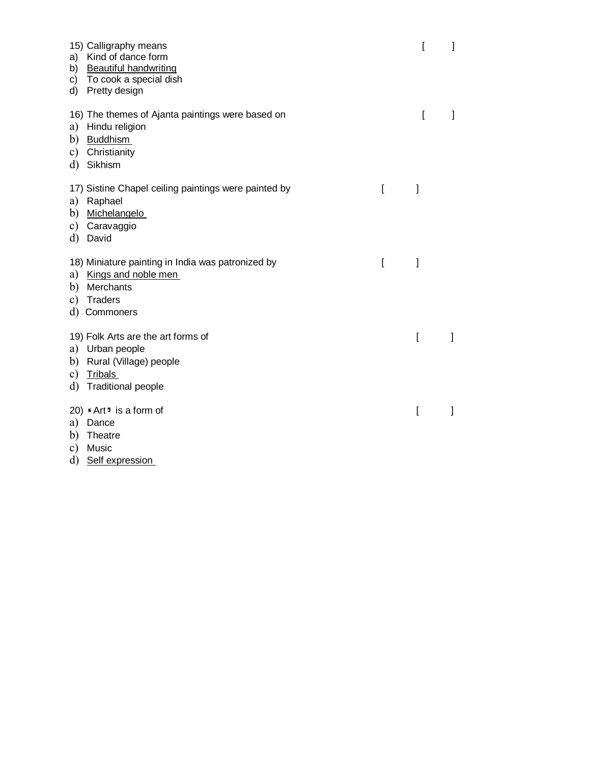15) Calligraphy means [ ]

a) Kind of dance form
b) <u>Beautiful handwriting</u>
c) To cook a special dish
d) Pretty design

16) The themes of Ajanta paintings were based on [ ]

a) Hindu religion
b) <u>Buddhism</u>
c) Christianity
d) Sikhism

17) Sistine Chapel ceiling paintings were painted by [ ]

a) Raphael
b) <u>Michelangelo</u>
c) Caravaggio
d) David

18) Miniature painting in India was patronized by [ ]

a) <u>Kings and noble men</u>
b) Merchants
c) Traders
d) Commoners

19) Folk Arts are the art forms of [ ]

a) Urban people
b) Rural (Village) people
c) <u>Tribals</u>
d) Traditional people

20) 'Art' is a form of [ ]

a) Dance
b) Theatre
c) Music
d) <u>Self expression</u>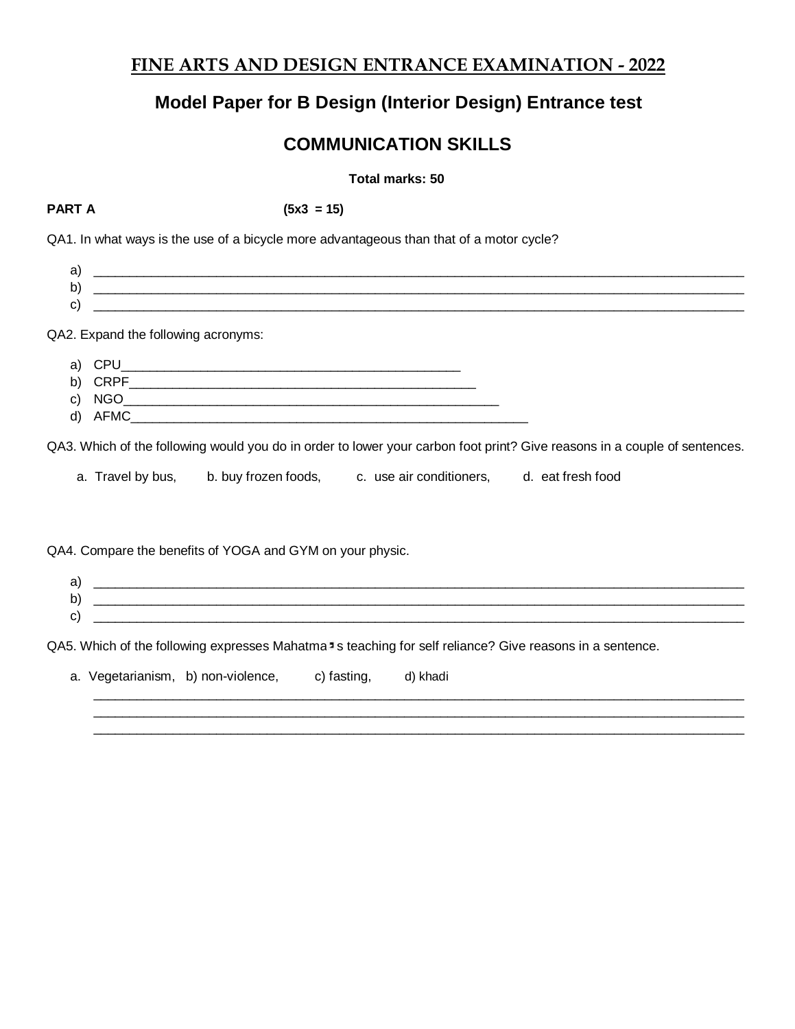# FINE ARTS AND DESIGN ENTRANCE EXAMINATION - 2022

## Model Paper for B Design (Interior Design) Entrance test

## COMMUNICATION SKILLS

**Total marks: 50**

**PART A** **(5x3 = 15)**

QA1. In what ways is the use of a bicycle more advantageous than that of a motor cycle?

a) ______________________________________________________________________________
b) ______________________________________________________________________________
c) ______________________________________________________________________________

QA2. Expand the following acronyms:

a) CPU________________________________________________
b) CRPF_______________________________________________
c) NGO_________________________________________________
d) AFMC________________________________________________

QA3. Which of the following would you do in order to lower your carbon foot print? Give reasons in a couple of sentences.

a. Travel by bus, b. buy frozen foods, c. use air conditioners, d. eat fresh food

QA4. Compare the benefits of YOGA and GYM on your physic.

a) ______________________________________________________________________________
b) ______________________________________________________________________________
c) ______________________________________________________________________________

QA5. Which of the following expresses Mahatma's teaching for self reliance? Give reasons in a sentence.

a. Vegetarianism, b) non-violence, c) fasting, d) khadi

______________________________________________________________________________
______________________________________________________________________________
______________________________________________________________________________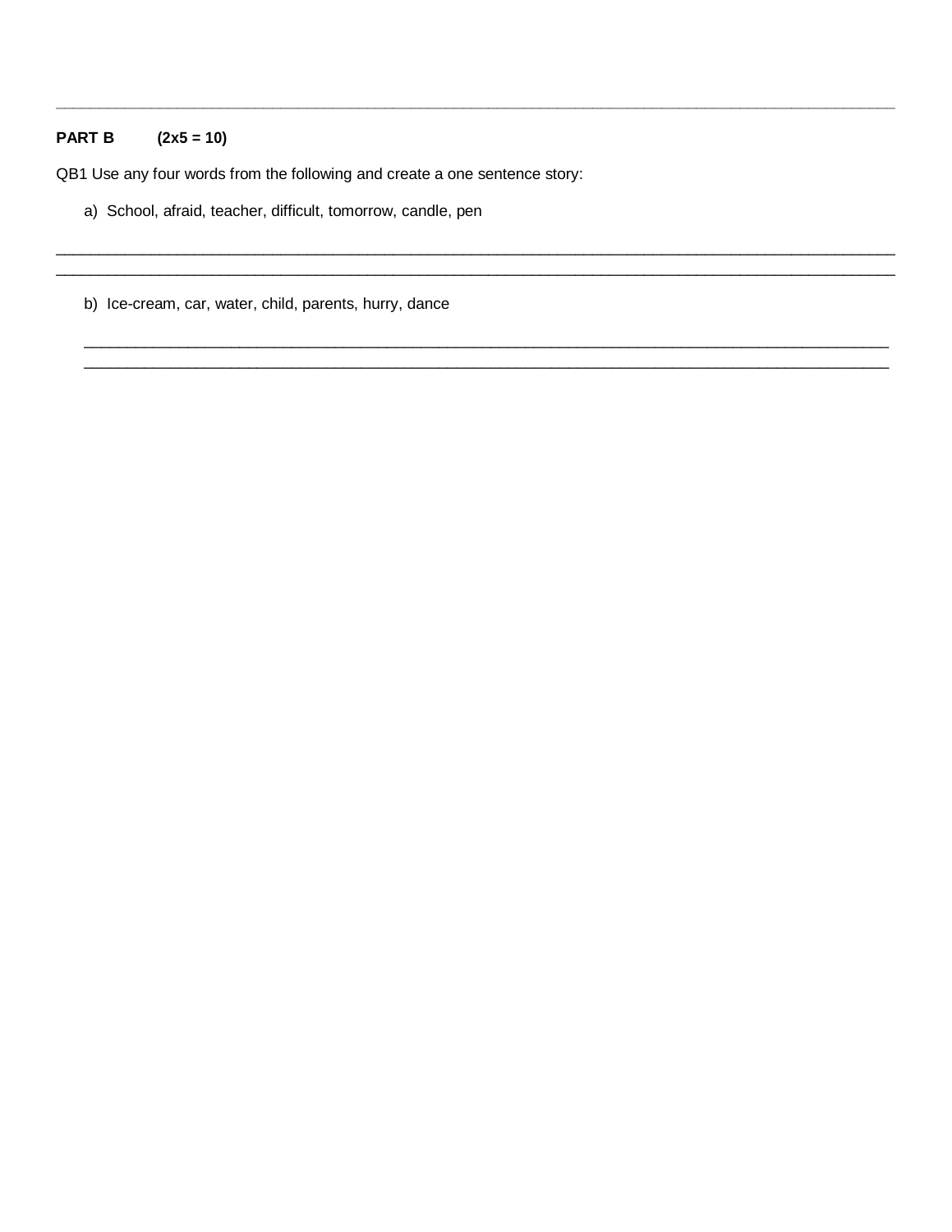**PART B (2x5 = 10)**

QB1 Use any four words from the following and create a one sentence story:

a) School, afraid, teacher, difficult, tomorrow, candle, pen

______________________________________________________________________________

______________________________________________________________________________

b) Ice-cream, car, water, child, parents, hurry, dance

______________________________________________________________________________

______________________________________________________________________________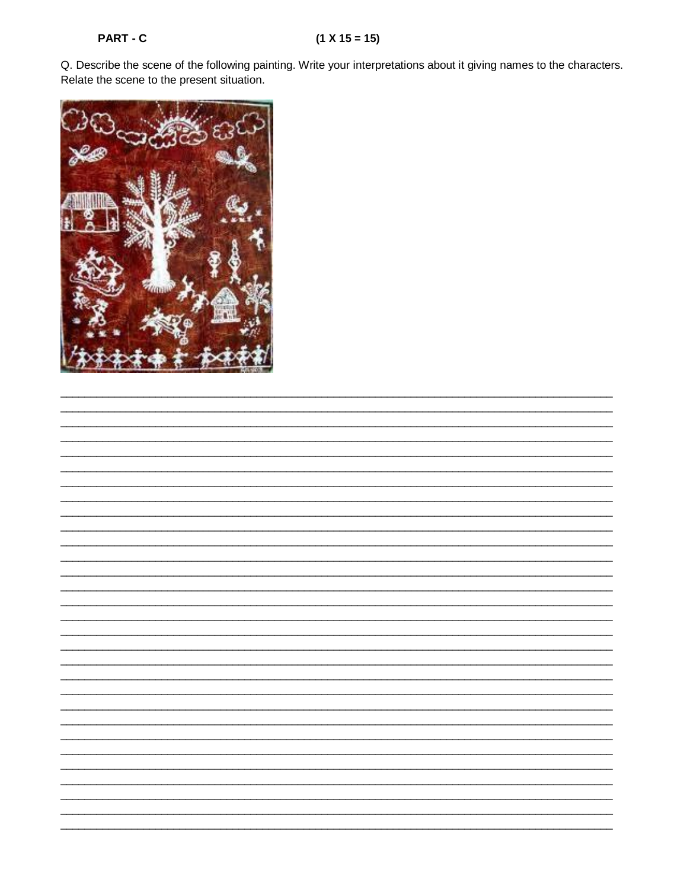**PART - C** **(1 X 15 = 15)**

Q. Describe the scene of the following painting. Write your interpretations about it giving names to the characters. Relate the scene to the present situation.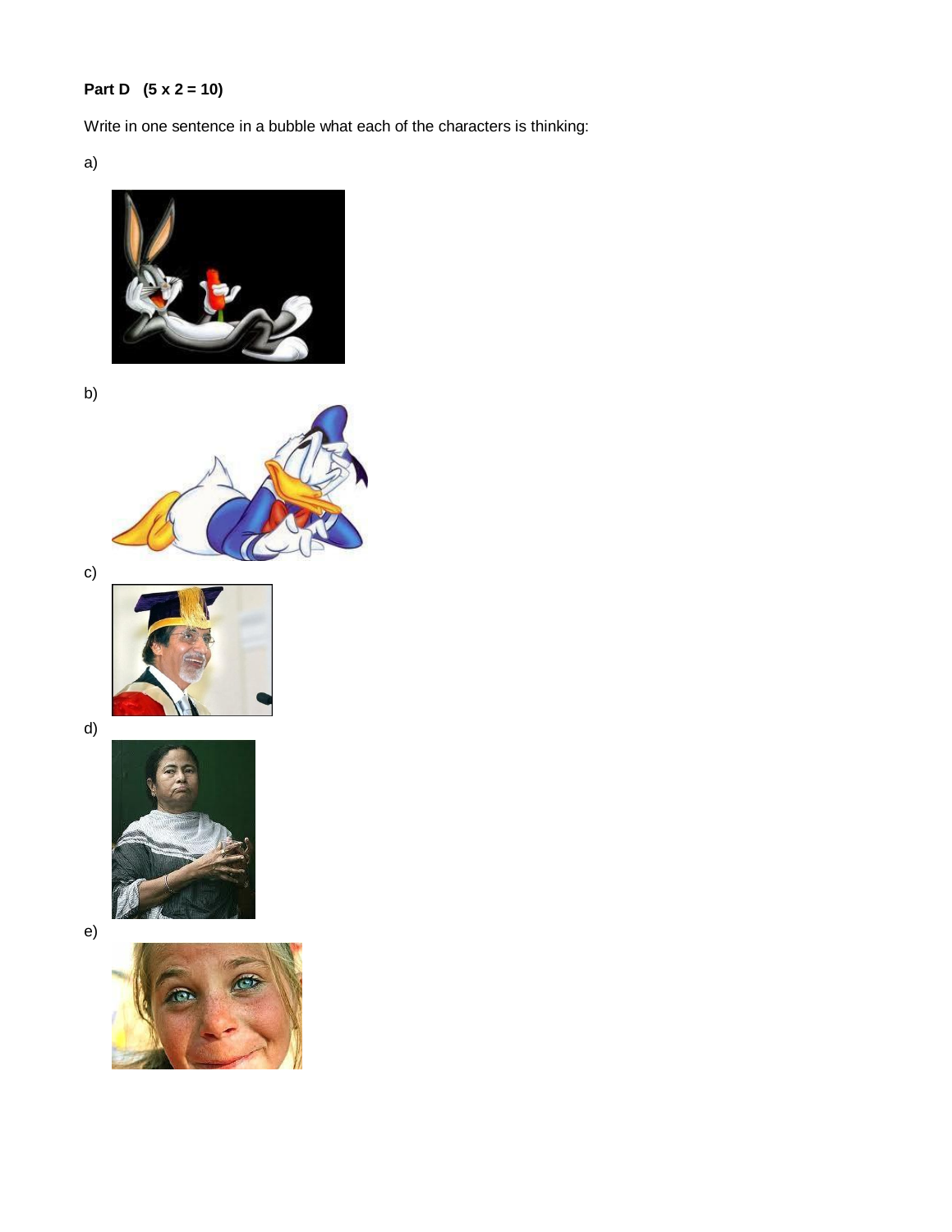**Part D (5 x 2 = 10)**

Write in one sentence in a bubble what each of the characters is thinking:

a)

b)

c)

d)

e)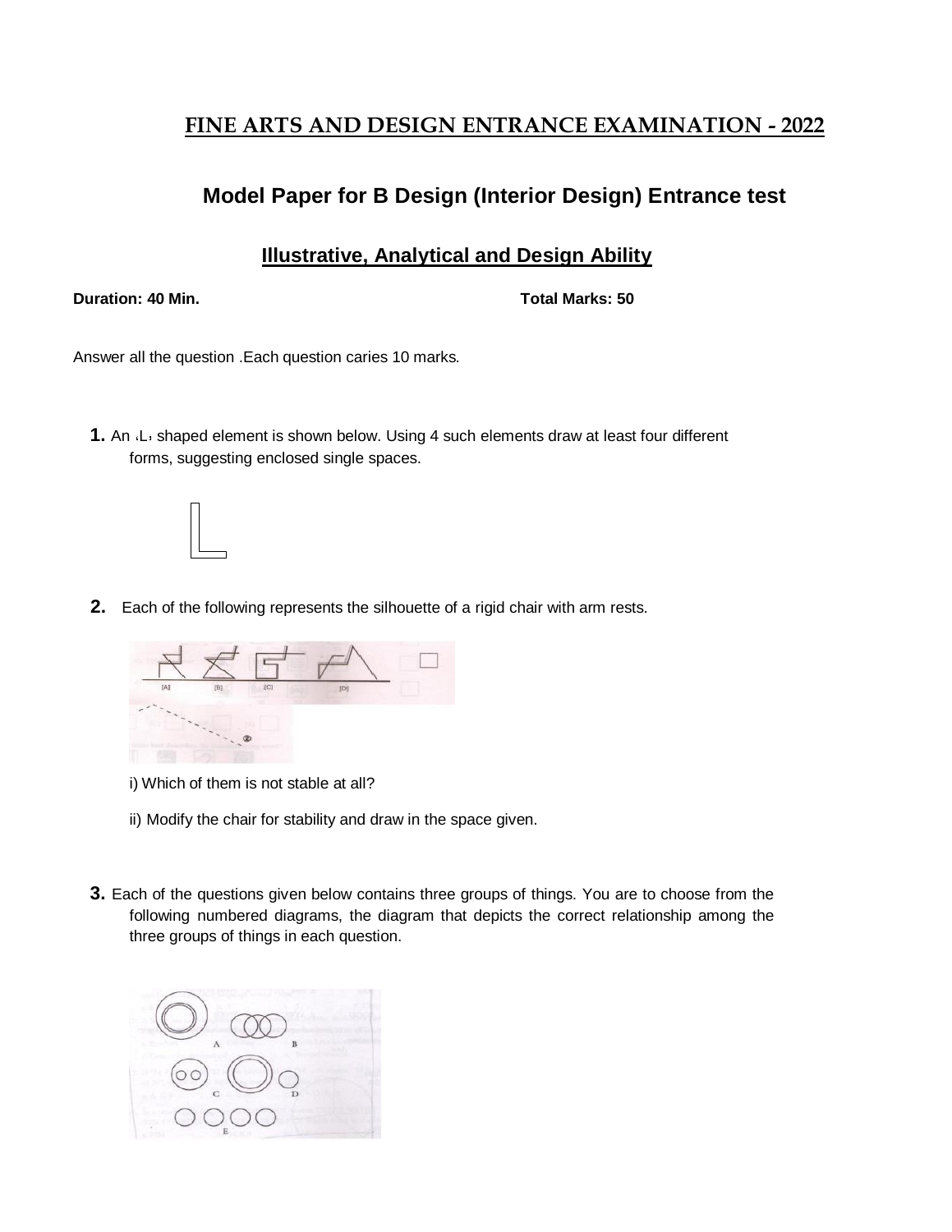# FINE ARTS AND DESIGN ENTRANCE EXAMINATION - 2022

## Model Paper for B Design (Interior Design) Entrance test

### Illustrative, Analytical and Design Ability

**Duration: 40 Min.** **Total Marks: 50**

Answer all the question .Each question caries 10 marks.

**1.** An ‹L› shaped element is shown below. Using 4 such elements draw at least four different forms, suggesting enclosed single spaces.

**2.** Each of the following represents the silhouette of a rigid chair with arm rests.

i) Which of them is not stable at all?

ii) Modify the chair for stability and draw in the space given.

**3.** Each of the questions given below contains three groups of things. You are to choose from the following numbered diagrams, the diagram that depicts the correct relationship among the three groups of things in each question.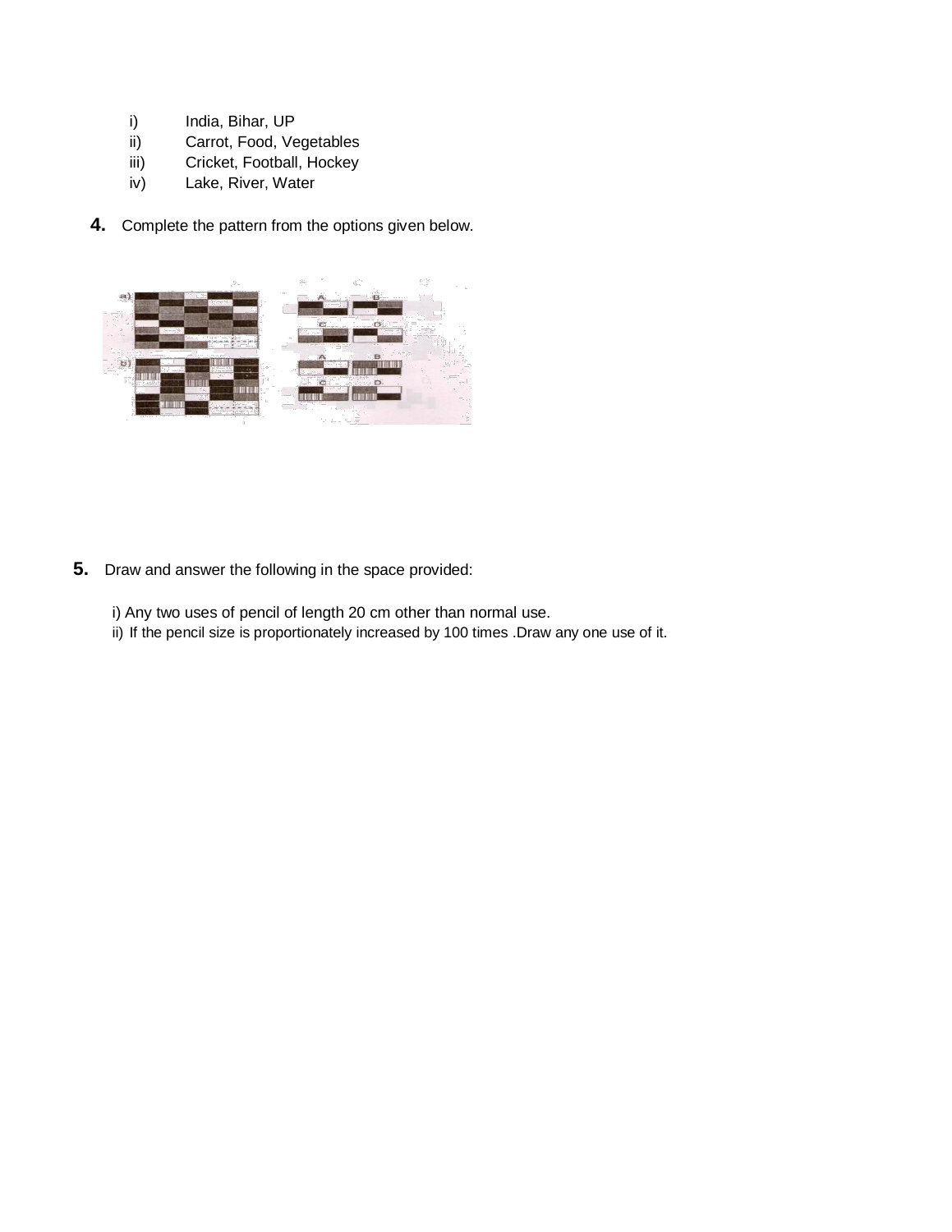i) India, Bihar, UP
ii) Carrot, Food, Vegetables
iii) Cricket, Football, Hockey
iv) Lake, River, Water

**4.** Complete the pattern from the options given below.

**5.** Draw and answer the following in the space provided:

i) Any two uses of pencil of length 20 cm other than normal use.
ii) If the pencil size is proportionately increased by 100 times .Draw any one use of it.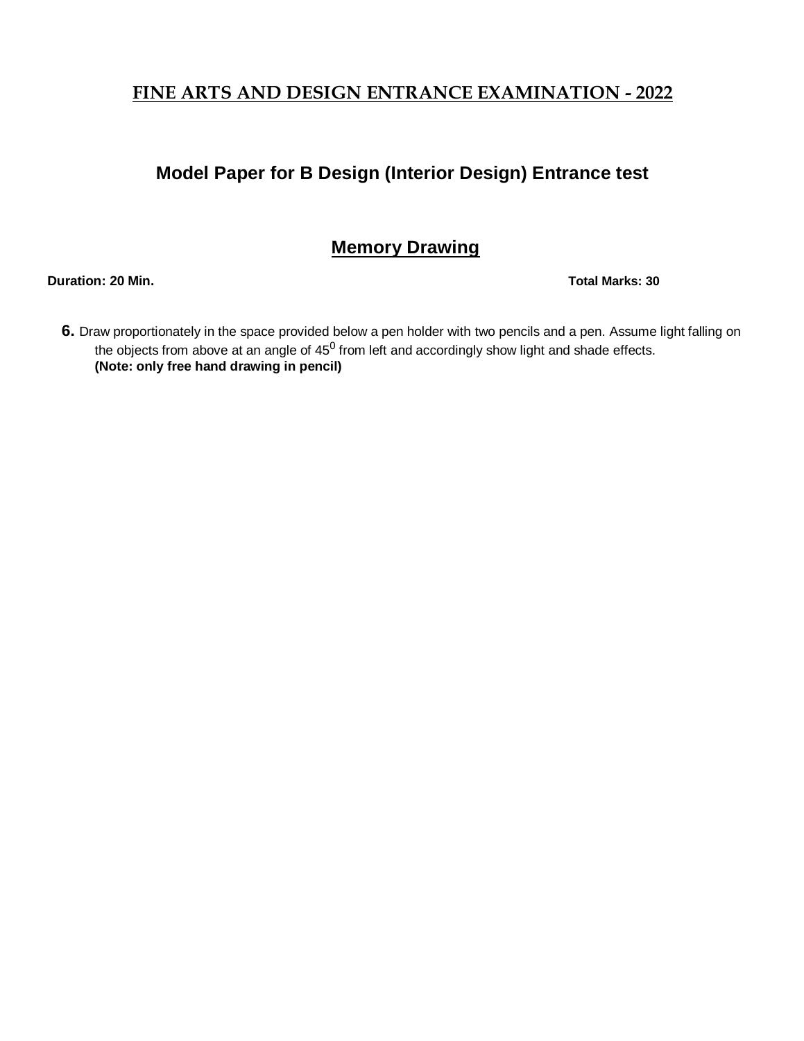# FINE ARTS AND DESIGN ENTRANCE EXAMINATION - 2022

## Model Paper for B Design (Interior Design) Entrance test

## Memory Drawing

**Duration: 20 Min.** **Total Marks: 30**

**6.** Draw proportionately in the space provided below a pen holder with two pencils and a pen. Assume light falling on the objects from above at an angle of $45^0$ from left and accordingly show light and shade effects.
**(Note: only free hand drawing in pencil)**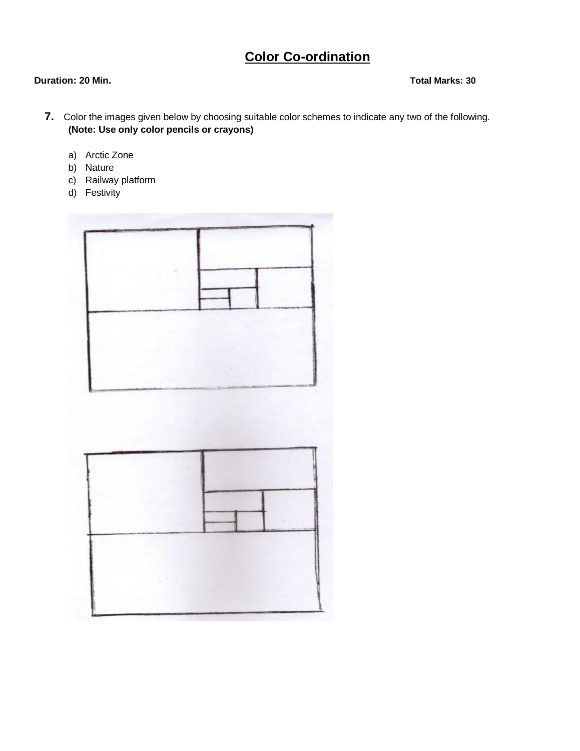# Color Co-ordination

**Duration: 20 Min.** **Total Marks: 30**

**7.** Color the images given below by choosing suitable color schemes to indicate any two of the following.
**(Note: Use only color pencils or crayons)**

a) Arctic Zone
b) Nature
c) Railway platform
d) Festivity